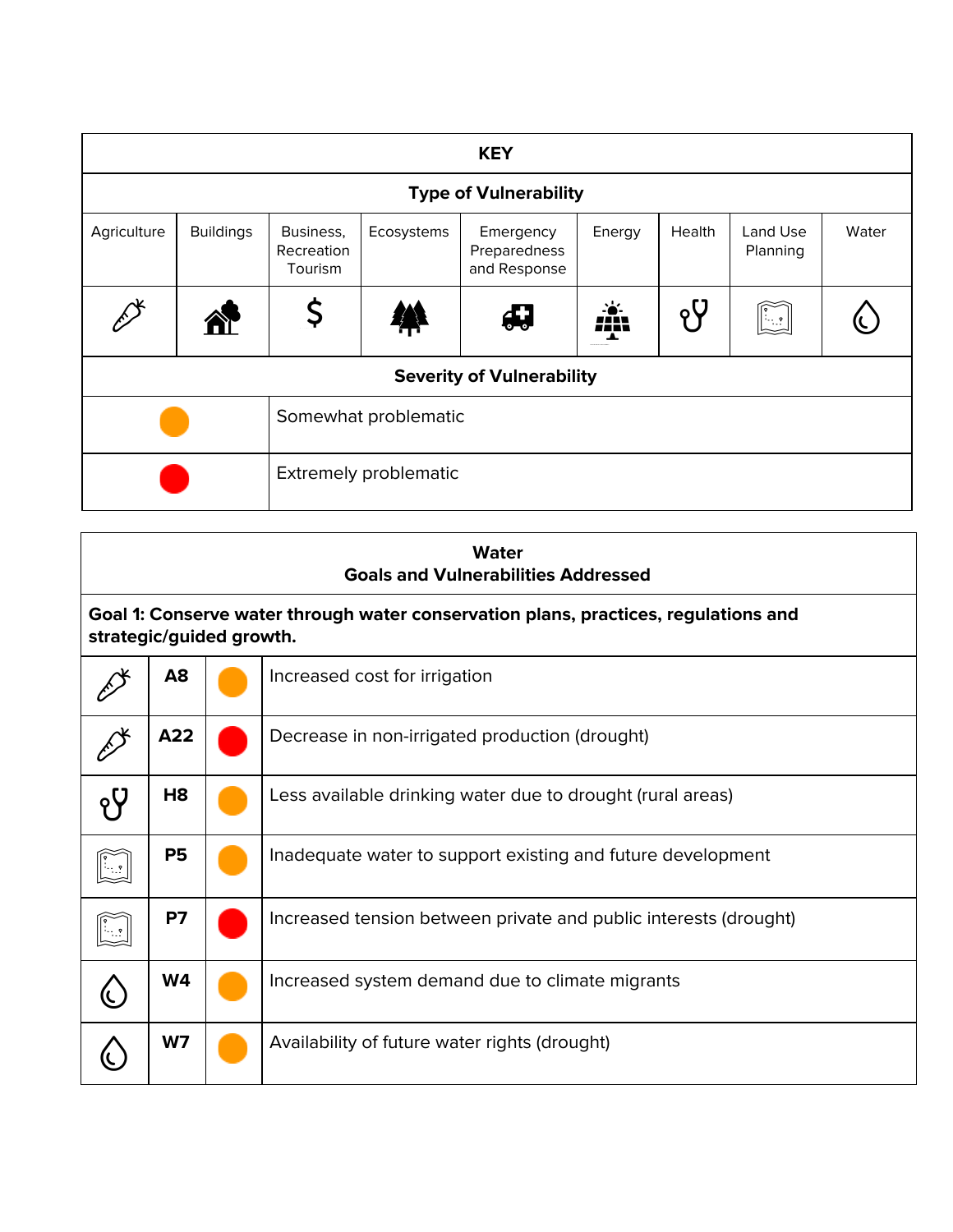| KEY | | | | | | | | |
|---|---|---|---|---|---|---|---|---|
| **Type of Vulnerability** | | | | | | | | |
| Agriculture | Buildings | Business, Recreation Tourism | Ecosystems | Emergency Preparedness and Response | Energy | Health | Land Use Planning | Water |
| **Severity of Vulnerability** | | | | | | | | |
| 🟠 | Somewhat problematic | | | | | | | |
| 🔴 | Extremely problematic | | | | | | | |

| Water Goals and Vulnerabilities Addressed | | | |
|---|---|---|---|
| **Goal 1: Conserve water through water conservation plans, practices, regulations and strategic/guided growth.** | | | |
| Agriculture | **A8** | 🟠 | Increased cost for irrigation |
| Agriculture | **A22** | 🔴 | Decrease in non-irrigated production (drought) |
| Health | **H8** | 🟠 | Less available drinking water due to drought (rural areas) |
| Land Use Planning | **P5** | 🟠 | Inadequate water to support existing and future development |
| Land Use Planning | **P7** | 🔴 | Increased tension between private and public interests (drought) |
| Water | **W4** | 🟠 | Increased system demand due to climate migrants |
| Water | **W7** | 🟠 | Availability of future water rights (drought) |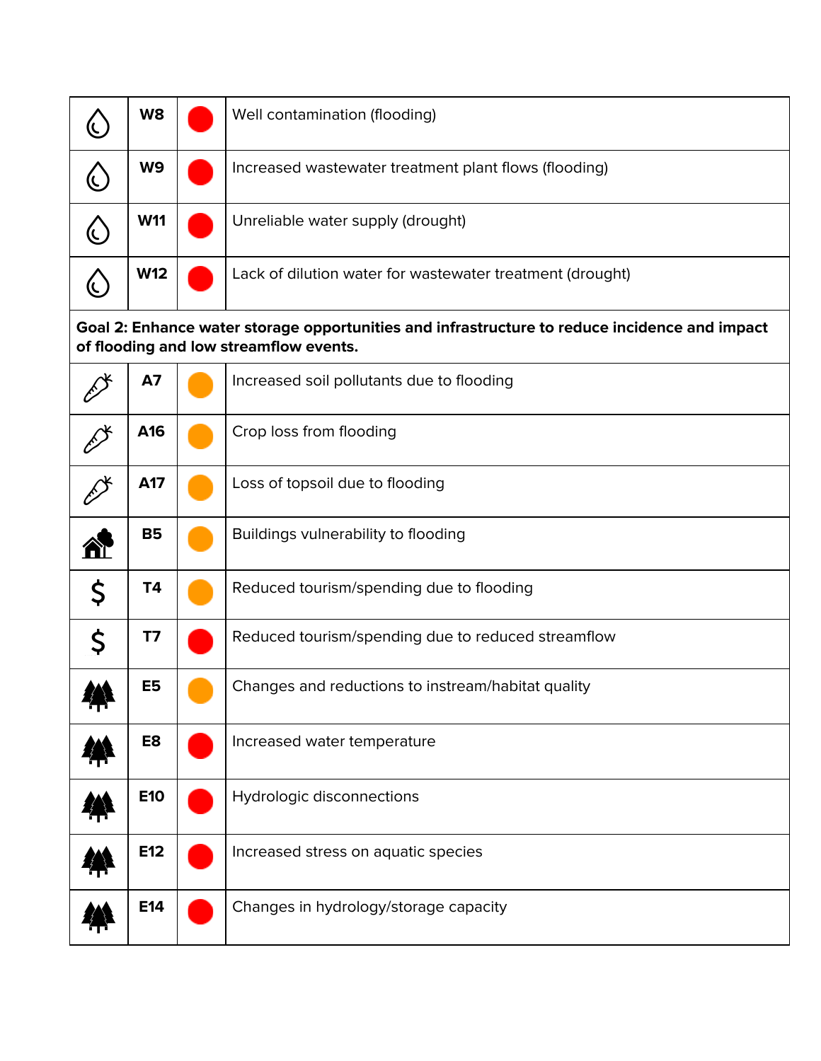| | | | |
|---|---|---|---|
| 💧 | **W8** | 🔴 | Well contamination (flooding) |
| 💧 | **W9** | 🔴 | Increased wastewater treatment plant flows (flooding) |
| 💧 | **W11** | 🔴 | Unreliable water supply (drought) |
| 💧 | **W12** | 🔴 | Lack of dilution water for wastewater treatment (drought) |
| **Goal 2: Enhance water storage opportunities and infrastructure to reduce incidence and impact of flooding and low streamflow events.** | | | |
| 🥕 | **A7** | 🟠 | Increased soil pollutants due to flooding |
| 🥕 | **A16** | 🟠 | Crop loss from flooding |
| 🥕 | **A17** | 🟠 | Loss of topsoil due to flooding |
| 🏠 | **B5** | 🟠 | Buildings vulnerability to flooding |
| $ | **T4** | 🟠 | Reduced tourism/spending due to flooding |
| $ | **T7** | 🔴 | Reduced tourism/spending due to reduced streamflow |
| 🌲 | **E5** | 🟠 | Changes and reductions to instream/habitat quality |
| 🌲 | **E8** | 🔴 | Increased water temperature |
| 🌲 | **E10** | 🔴 | Hydrologic disconnections |
| 🌲 | **E12** | 🔴 | Increased stress on aquatic species |
| 🌲 | **E14** | 🔴 | Changes in hydrology/storage capacity |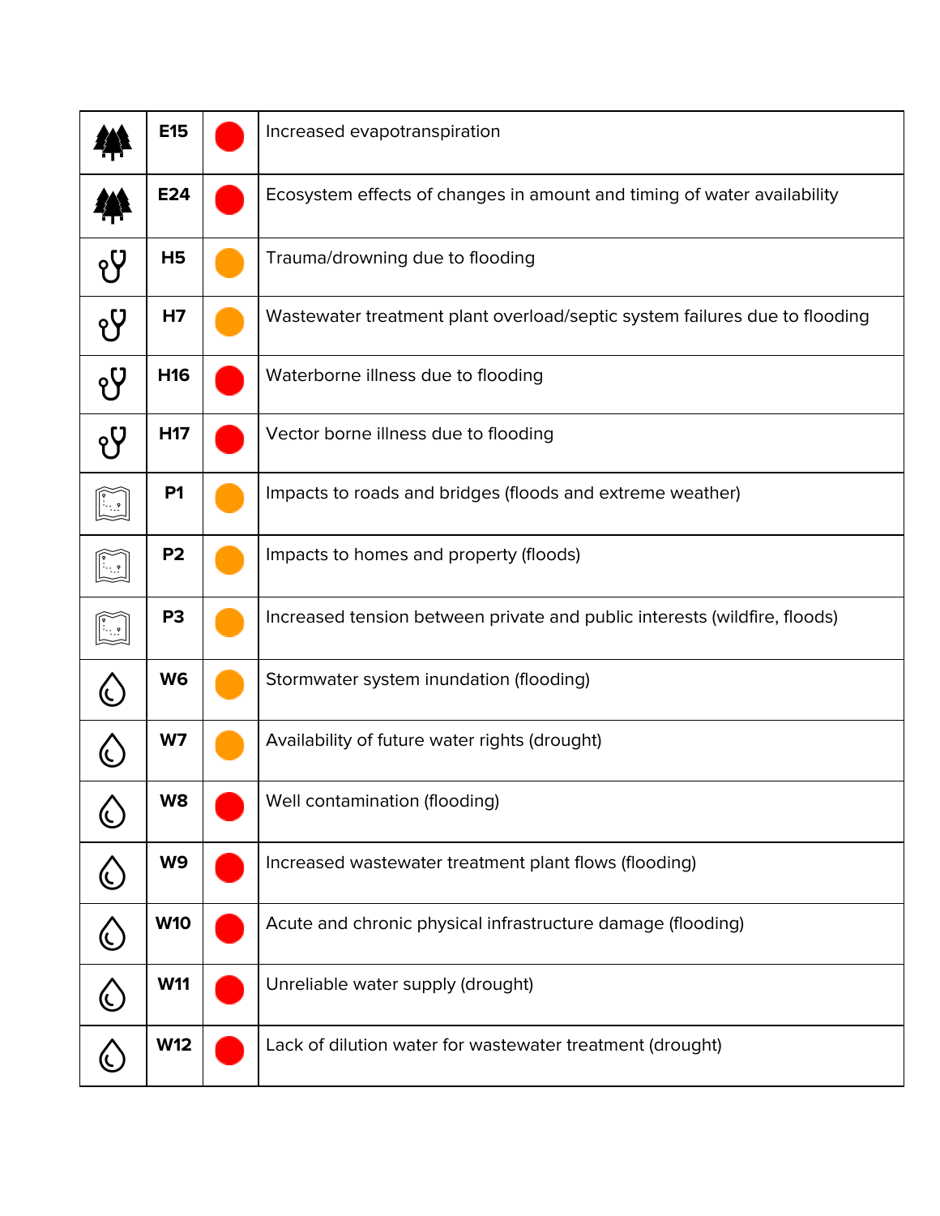| | | | |
|---|---|---|---|
| | E15 | 🔴 | Increased evapotranspiration |
| | E24 | 🔴 | Ecosystem effects of changes in amount and timing of water availability |
| | H5 | 🟠 | Trauma/drowning due to flooding |
| | H7 | 🟠 | Wastewater treatment plant overload/septic system failures due to flooding |
| | H16 | 🔴 | Waterborne illness due to flooding |
| | H17 | 🔴 | Vector borne illness due to flooding |
| | P1 | 🟠 | Impacts to roads and bridges (floods and extreme weather) |
| | P2 | 🟠 | Impacts to homes and property (floods) |
| | P3 | 🟠 | Increased tension between private and public interests (wildfire, floods) |
| | W6 | 🟠 | Stormwater system inundation (flooding) |
| | W7 | 🟠 | Availability of future water rights (drought) |
| | W8 | 🔴 | Well contamination (flooding) |
| | W9 | 🔴 | Increased wastewater treatment plant flows (flooding) |
| | W10 | 🔴 | Acute and chronic physical infrastructure damage (flooding) |
| | W11 | 🔴 | Unreliable water supply (drought) |
| | W12 | 🔴 | Lack of dilution water for wastewater treatment (drought) |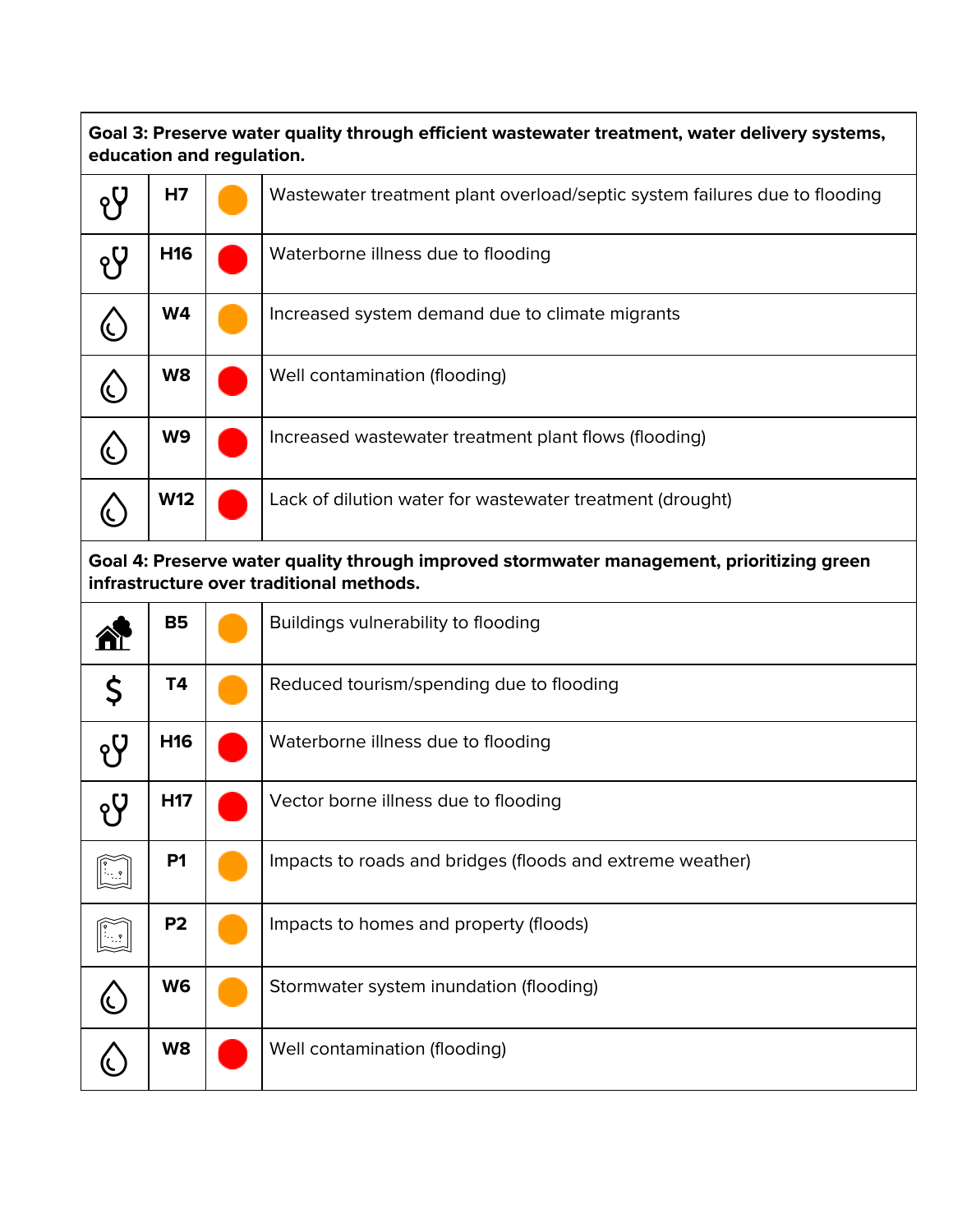| Goal 3: Preserve water quality through efficient wastewater treatment, water delivery systems, education and regulation. | | | |
|---|---|---|---|
| | **H7** | 🟠 | Wastewater treatment plant overload/septic system failures due to flooding |
| | **H16** | 🔴 | Waterborne illness due to flooding |
| | **W4** | 🟠 | Increased system demand due to climate migrants |
| | **W8** | 🔴 | Well contamination (flooding) |
| | **W9** | 🔴 | Increased wastewater treatment plant flows (flooding) |
| | **W12** | 🔴 | Lack of dilution water for wastewater treatment (drought) |

| Goal 4: Preserve water quality through improved stormwater management, prioritizing green infrastructure over traditional methods. | | | |
|---|---|---|---|
| | **B5** | 🟠 | Buildings vulnerability to flooding |
| $ | **T4** | 🟠 | Reduced tourism/spending due to flooding |
| | **H16** | 🔴 | Waterborne illness due to flooding |
| | **H17** | 🔴 | Vector borne illness due to flooding |
| | **P1** | 🟠 | Impacts to roads and bridges (floods and extreme weather) |
| | **P2** | 🟠 | Impacts to homes and property (floods) |
| | **W6** | 🟠 | Stormwater system inundation (flooding) |
| | **W8** | 🔴 | Well contamination (flooding) |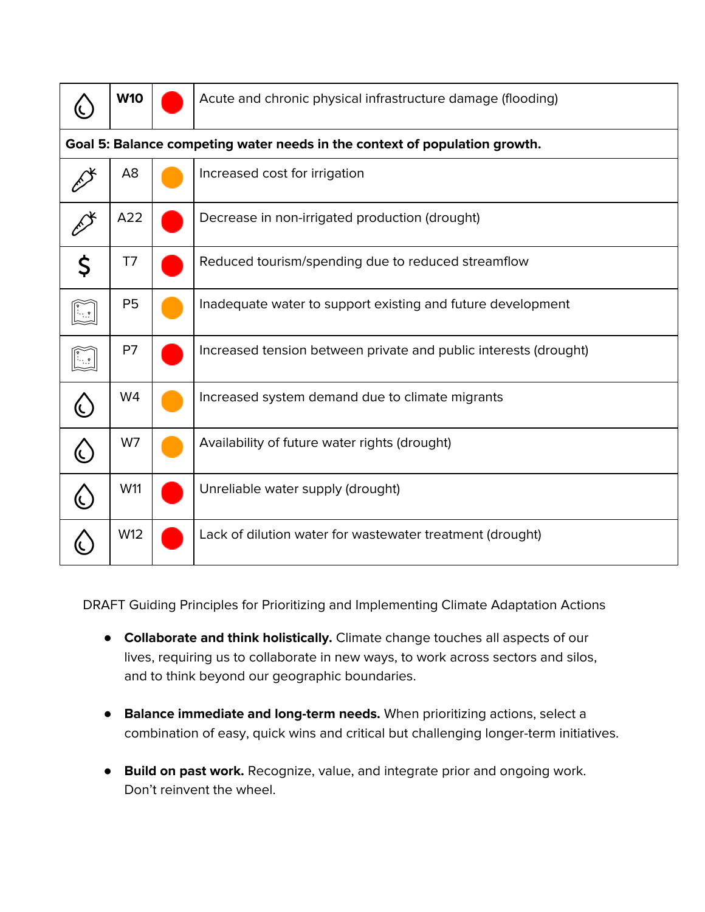| | | | |
|---|---|---|---|
| | **W10** | | Acute and chronic physical infrastructure damage (flooding) |
| **Goal 5: Balance competing water needs in the context of population growth.** | | | |
| | A8 | | Increased cost for irrigation |
| | A22 | | Decrease in non-irrigated production (drought) |
| $ | T7 | | Reduced tourism/spending due to reduced streamflow |
| | P5 | | Inadequate water to support existing and future development |
| | P7 | | Increased tension between private and public interests (drought) |
| | W4 | | Increased system demand due to climate migrants |
| | W7 | | Availability of future water rights (drought) |
| | W11 | | Unreliable water supply (drought) |
| | W12 | | Lack of dilution water for wastewater treatment (drought) |

DRAFT Guiding Principles for Prioritizing and Implementing Climate Adaptation Actions

- **Collaborate and think holistically.** Climate change touches all aspects of our lives, requiring us to collaborate in new ways, to work across sectors and silos, and to think beyond our geographic boundaries.

- **Balance immediate and long-term needs.** When prioritizing actions, select a combination of easy, quick wins and critical but challenging longer-term initiatives.

- **Build on past work.** Recognize, value, and integrate prior and ongoing work. Don't reinvent the wheel.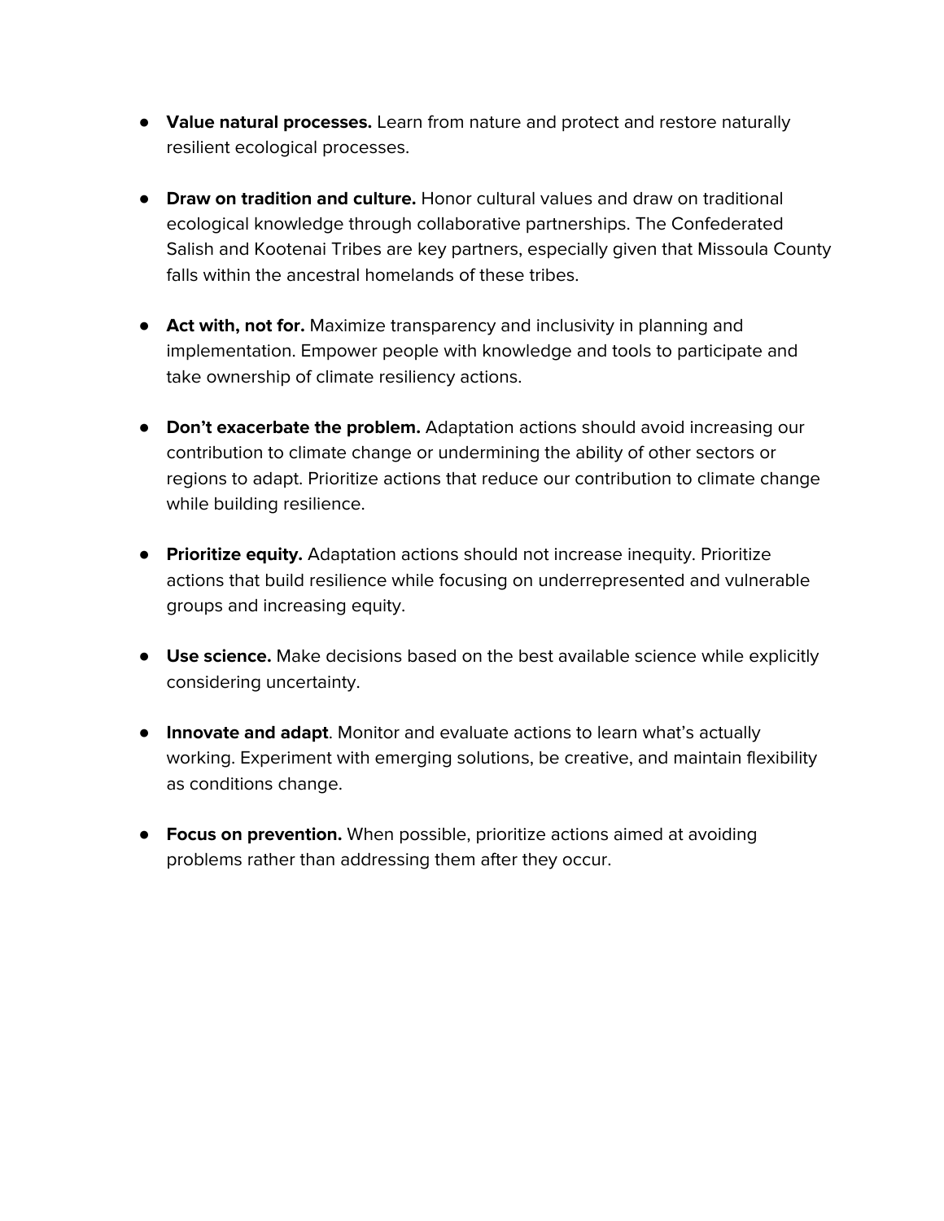- **Value natural processes.** Learn from nature and protect and restore naturally resilient ecological processes.

- **Draw on tradition and culture.** Honor cultural values and draw on traditional ecological knowledge through collaborative partnerships. The Confederated Salish and Kootenai Tribes are key partners, especially given that Missoula County falls within the ancestral homelands of these tribes.

- **Act with, not for.** Maximize transparency and inclusivity in planning and implementation. Empower people with knowledge and tools to participate and take ownership of climate resiliency actions.

- **Don't exacerbate the problem.** Adaptation actions should avoid increasing our contribution to climate change or undermining the ability of other sectors or regions to adapt. Prioritize actions that reduce our contribution to climate change while building resilience.

- **Prioritize equity.** Adaptation actions should not increase inequity. Prioritize actions that build resilience while focusing on underrepresented and vulnerable groups and increasing equity.

- **Use science.** Make decisions based on the best available science while explicitly considering uncertainty.

- **Innovate and adapt**. Monitor and evaluate actions to learn what's actually working. Experiment with emerging solutions, be creative, and maintain flexibility as conditions change.

- **Focus on prevention.** When possible, prioritize actions aimed at avoiding problems rather than addressing them after they occur.